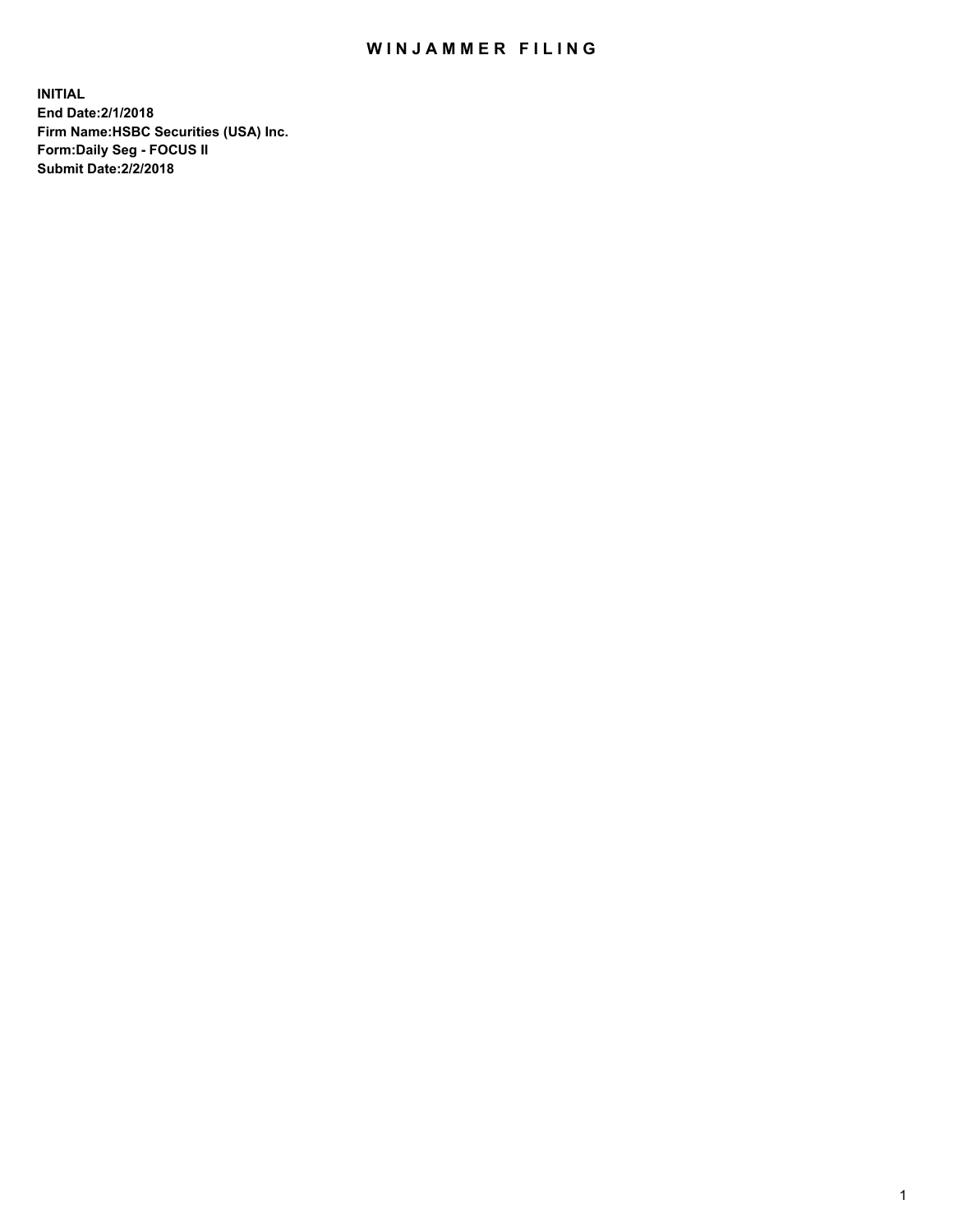# WINJAMMER FILING

**INITIAL**
**End Date:2/1/2018**
**Firm Name:HSBC Securities (USA) Inc.**
**Form:Daily Seg - FOCUS II**
**Submit Date:2/2/2018**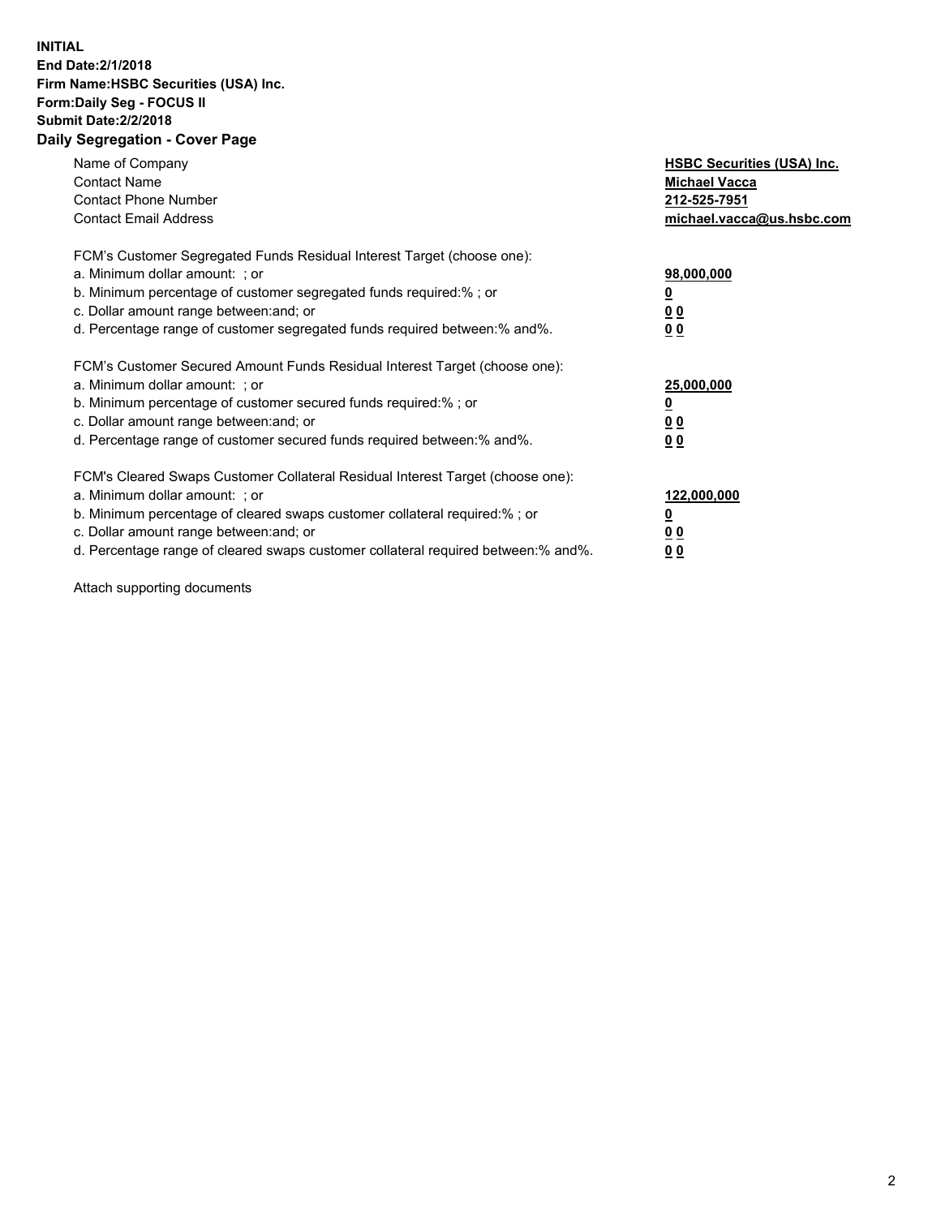**INITIAL**
**End Date:2/1/2018**
**Firm Name:HSBC Securities (USA) Inc.**
**Form:Daily Seg - FOCUS II**
**Submit Date:2/2/2018**
**Daily Segregation - Cover Page**

| | |
|---|---|
| Name of Company | **HSBC Securities (USA) Inc.** |
| Contact Name | **Michael Vacca** |
| Contact Phone Number | **212-525-7951** |
| Contact Email Address | **michael.vacca@us.hsbc.com** |

FCM's Customer Segregated Funds Residual Interest Target (choose one):

| | |
|---|---|
| a. Minimum dollar amount: ; or | **98,000,000** |
| b. Minimum percentage of customer segregated funds required:% ; or | **0** |
| c. Dollar amount range between:and; or | **0 0** |
| d. Percentage range of customer segregated funds required between:% and%. | **0 0** |

FCM's Customer Secured Amount Funds Residual Interest Target (choose one):

| | |
|---|---|
| a. Minimum dollar amount: ; or | **25,000,000** |
| b. Minimum percentage of customer secured funds required:% ; or | **0** |
| c. Dollar amount range between:and; or | **0 0** |
| d. Percentage range of customer secured funds required between:% and%. | **0 0** |

FCM's Cleared Swaps Customer Collateral Residual Interest Target (choose one):

| | |
|---|---|
| a. Minimum dollar amount: ; or | **122,000,000** |
| b. Minimum percentage of cleared swaps customer collateral required:% ; or | **0** |
| c. Dollar amount range between:and; or | **0 0** |
| d. Percentage range of cleared swaps customer collateral required between:% and%. | **0 0** |

Attach supporting documents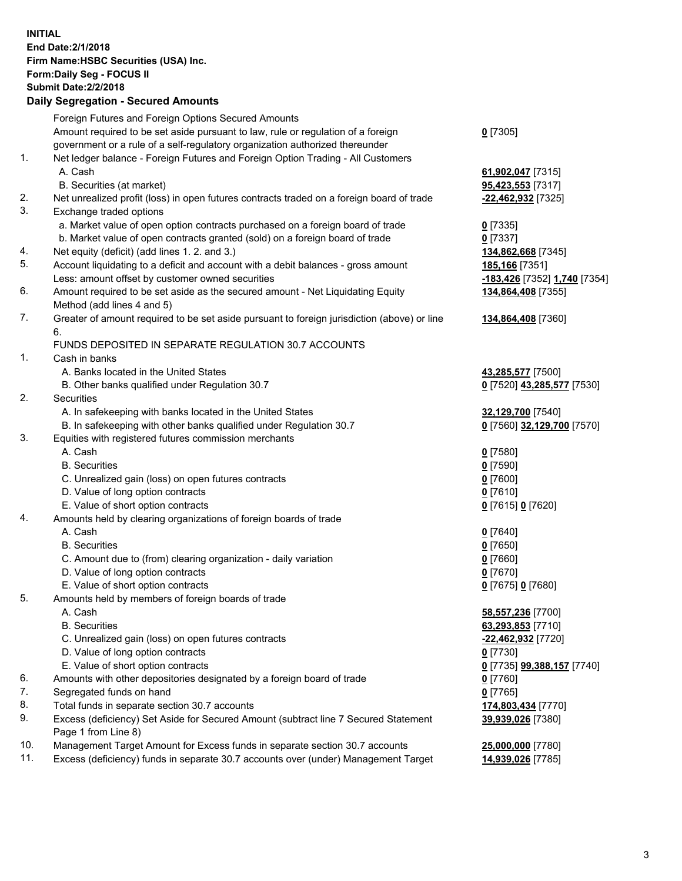**INITIAL**
**End Date:2/1/2018**
**Firm Name:HSBC Securities (USA) Inc.**
**Form:Daily Seg - FOCUS II**
**Submit Date:2/2/2018**

## Daily Segregation - Secured Amounts

| | | |
|---|---|---|
| | Foreign Futures and Foreign Options Secured Amounts | |
| | Amount required to be set aside pursuant to law, rule or regulation of a foreign government or a rule of a self-regulatory organization authorized thereunder | **0** [7305] |
| 1. | Net ledger balance - Foreign Futures and Foreign Option Trading - All Customers | |
| | A. Cash | **61,902,047** [7315] |
| | B. Securities (at market) | **95,423,553** [7317] |
| 2. | Net unrealized profit (loss) in open futures contracts traded on a foreign board of trade | **-22,462,932** [7325] |
| 3. | Exchange traded options | |
| | a. Market value of open option contracts purchased on a foreign board of trade | **0** [7335] |
| | b. Market value of open contracts granted (sold) on a foreign board of trade | **0** [7337] |
| 4. | Net equity (deficit) (add lines 1. 2. and 3.) | **134,862,668** [7345] |
| 5. | Account liquidating to a deficit and account with a debit balances - gross amount | **185,166** [7351] |
| | Less: amount offset by customer owned securities | **-183,426** [7352] **1,740** [7354] |
| 6. | Amount required to be set aside as the secured amount - Net Liquidating Equity Method (add lines 4 and 5) | **134,864,408** [7355] |
| 7. | Greater of amount required to be set aside pursuant to foreign jurisdiction (above) or line 6. | **134,864,408** [7360] |
| | FUNDS DEPOSITED IN SEPARATE REGULATION 30.7 ACCOUNTS | |
| 1. | Cash in banks | |
| | A. Banks located in the United States | **43,285,577** [7500] |
| | B. Other banks qualified under Regulation 30.7 | **0** [7520] **43,285,577** [7530] |
| 2. | Securities | |
| | A. In safekeeping with banks located in the United States | **32,129,700** [7540] |
| | B. In safekeeping with other banks qualified under Regulation 30.7 | **0** [7560] **32,129,700** [7570] |
| 3. | Equities with registered futures commission merchants | |
| | A. Cash | **0** [7580] |
| | B. Securities | **0** [7590] |
| | C. Unrealized gain (loss) on open futures contracts | **0** [7600] |
| | D. Value of long option contracts | **0** [7610] |
| | E. Value of short option contracts | **0** [7615] **0** [7620] |
| 4. | Amounts held by clearing organizations of foreign boards of trade | |
| | A. Cash | **0** [7640] |
| | B. Securities | **0** [7650] |
| | C. Amount due to (from) clearing organization - daily variation | **0** [7660] |
| | D. Value of long option contracts | **0** [7670] |
| | E. Value of short option contracts | **0** [7675] **0** [7680] |
| 5. | Amounts held by members of foreign boards of trade | |
| | A. Cash | **58,557,236** [7700] |
| | B. Securities | **63,293,853** [7710] |
| | C. Unrealized gain (loss) on open futures contracts | **-22,462,932** [7720] |
| | D. Value of long option contracts | **0** [7730] |
| | E. Value of short option contracts | **0** [7735] **99,388,157** [7740] |
| 6. | Amounts with other depositories designated by a foreign board of trade | **0** [7760] |
| 7. | Segregated funds on hand | **0** [7765] |
| 8. | Total funds in separate section 30.7 accounts | **174,803,434** [7770] |
| 9. | Excess (deficiency) Set Aside for Secured Amount (subtract line 7 Secured Statement Page 1 from Line 8) | **39,939,026** [7380] |
| 10. | Management Target Amount for Excess funds in separate section 30.7 accounts | **25,000,000** [7780] |
| 11. | Excess (deficiency) funds in separate 30.7 accounts over (under) Management Target | **14,939,026** [7785] |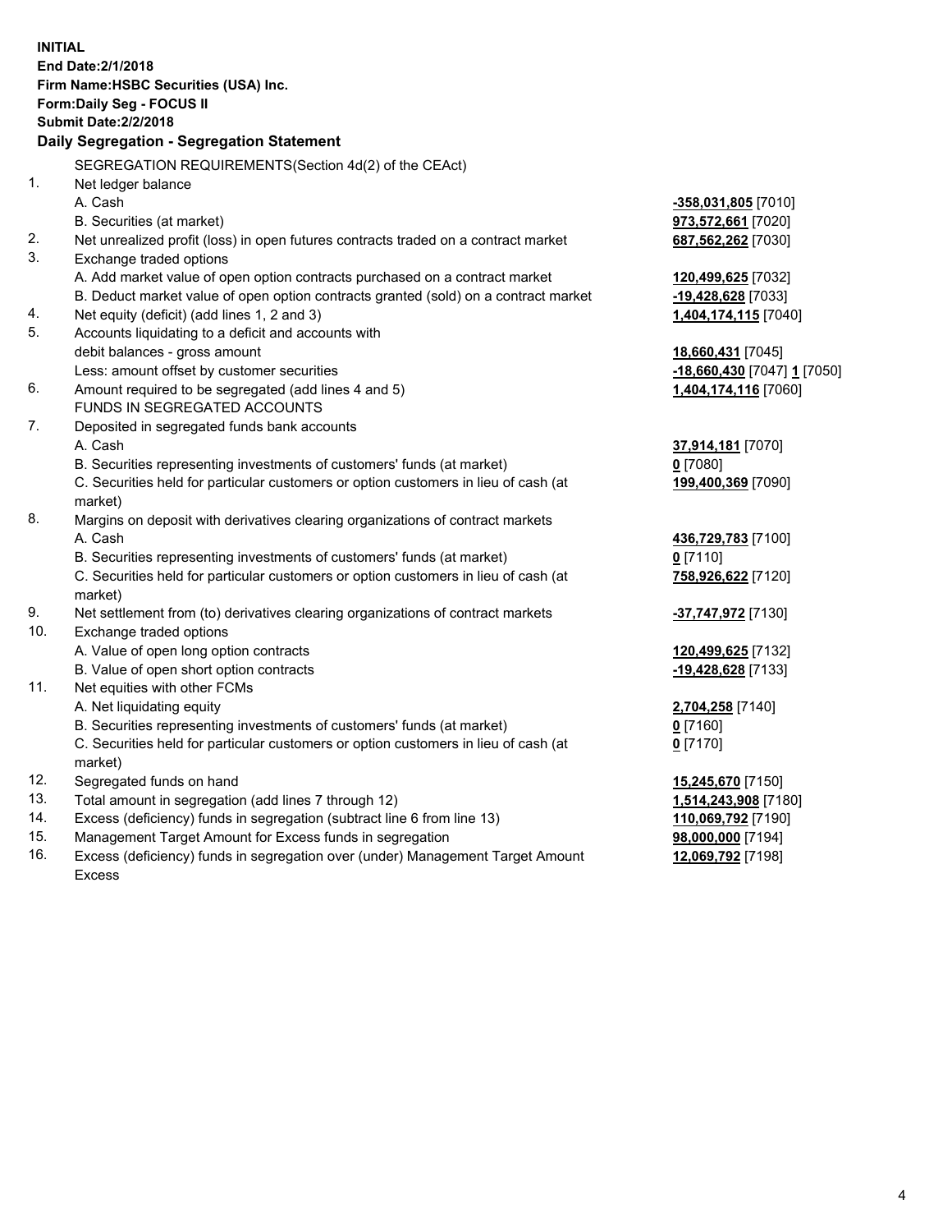**INITIAL**
**End Date:2/1/2018**
**Firm Name:HSBC Securities (USA) Inc.**
**Form:Daily Seg - FOCUS II**
**Submit Date:2/2/2018**

## Daily Segregation - Segregation Statement

| | | |
|---|---|---|
| | SEGREGATION REQUIREMENTS(Section 4d(2) of the CEAct) | |
| 1. | Net ledger balance | |
| | A. Cash | **-358,031,805** [7010] |
| | B. Securities (at market) | **973,572,661** [7020] |
| 2. | Net unrealized profit (loss) in open futures contracts traded on a contract market | **687,562,262** [7030] |
| 3. | Exchange traded options | |
| | A. Add market value of open option contracts purchased on a contract market | **120,499,625** [7032] |
| | B. Deduct market value of open option contracts granted (sold) on a contract market | **-19,428,628** [7033] |
| 4. | Net equity (deficit) (add lines 1, 2 and 3) | **1,404,174,115** [7040] |
| 5. | Accounts liquidating to a deficit and accounts with | |
| | debit balances - gross amount | **18,660,431** [7045] |
| | Less: amount offset by customer securities | **-18,660,430** [7047] **1** [7050] |
| 6. | Amount required to be segregated (add lines 4 and 5) | **1,404,174,116** [7060] |
| | FUNDS IN SEGREGATED ACCOUNTS | |
| 7. | Deposited in segregated funds bank accounts | |
| | A. Cash | **37,914,181** [7070] |
| | B. Securities representing investments of customers' funds (at market) | **0** [7080] |
| | C. Securities held for particular customers or option customers in lieu of cash (at market) | **199,400,369** [7090] |
| 8. | Margins on deposit with derivatives clearing organizations of contract markets | |
| | A. Cash | **436,729,783** [7100] |
| | B. Securities representing investments of customers' funds (at market) | **0** [7110] |
| | C. Securities held for particular customers or option customers in lieu of cash (at market) | **758,926,622** [7120] |
| 9. | Net settlement from (to) derivatives clearing organizations of contract markets | **-37,747,972** [7130] |
| 10. | Exchange traded options | |
| | A. Value of open long option contracts | **120,499,625** [7132] |
| | B. Value of open short option contracts | **-19,428,628** [7133] |
| 11. | Net equities with other FCMs | |
| | A. Net liquidating equity | **2,704,258** [7140] |
| | B. Securities representing investments of customers' funds (at market) | **0** [7160] |
| | C. Securities held for particular customers or option customers in lieu of cash (at market) | **0** [7170] |
| 12. | Segregated funds on hand | **15,245,670** [7150] |
| 13. | Total amount in segregation (add lines 7 through 12) | **1,514,243,908** [7180] |
| 14. | Excess (deficiency) funds in segregation (subtract line 6 from line 13) | **110,069,792** [7190] |
| 15. | Management Target Amount for Excess funds in segregation | **98,000,000** [7194] |
| 16. | Excess (deficiency) funds in segregation over (under) Management Target Amount Excess | **12,069,792** [7198] |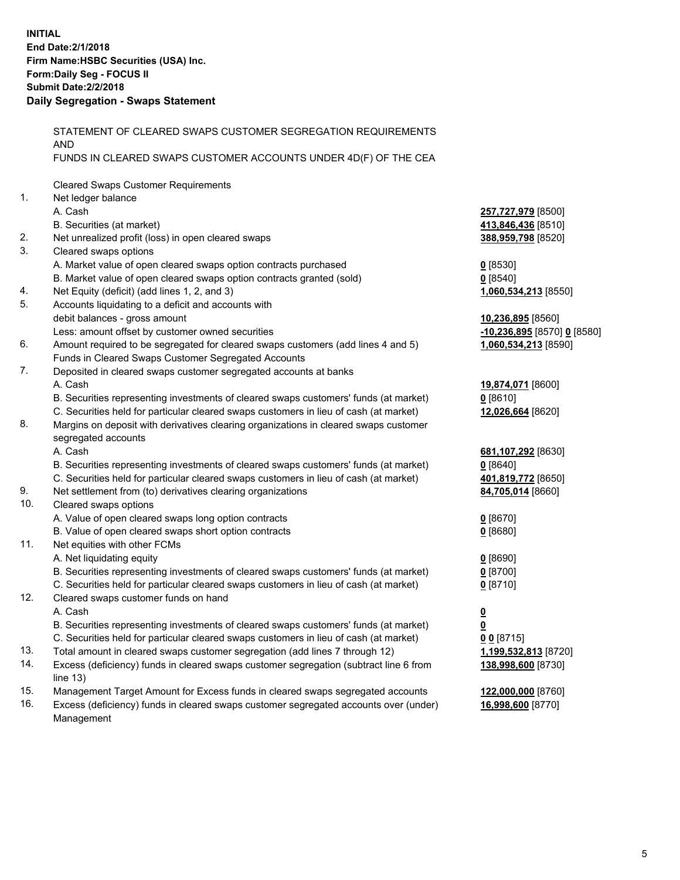**INITIAL**
**End Date:2/1/2018**
**Firm Name:HSBC Securities (USA) Inc.**
**Form:Daily Seg - FOCUS II**
**Submit Date:2/2/2018**
**Daily Segregation - Swaps Statement**

STATEMENT OF CLEARED SWAPS CUSTOMER SEGREGATION REQUIREMENTS AND FUNDS IN CLEARED SWAPS CUSTOMER ACCOUNTS UNDER 4D(F) OF THE CEA

| | | |
|---|---|---|
| | Cleared Swaps Customer Requirements | |
| 1. | Net ledger balance | |
| | A. Cash | **257,727,979** [8500] |
| | B. Securities (at market) | **413,846,436** [8510] |
| 2. | Net unrealized profit (loss) in open cleared swaps | **388,959,798** [8520] |
| 3. | Cleared swaps options | |
| | A. Market value of open cleared swaps option contracts purchased | **0** [8530] |
| | B. Market value of open cleared swaps option contracts granted (sold) | **0** [8540] |
| 4. | Net Equity (deficit) (add lines 1, 2, and 3) | **1,060,534,213** [8550] |
| 5. | Accounts liquidating to a deficit and accounts with debit balances - gross amount | **10,236,895** [8560] |
| | Less: amount offset by customer owned securities | **-10,236,895** [8570] **0** [8580] |
| 6. | Amount required to be segregated for cleared swaps customers (add lines 4 and 5) | **1,060,534,213** [8590] |
| | Funds in Cleared Swaps Customer Segregated Accounts | |
| 7. | Deposited in cleared swaps customer segregated accounts at banks | |
| | A. Cash | **19,874,071** [8600] |
| | B. Securities representing investments of cleared swaps customers' funds (at market) | **0** [8610] |
| | C. Securities held for particular cleared swaps customers in lieu of cash (at market) | **12,026,664** [8620] |
| 8. | Margins on deposit with derivatives clearing organizations in cleared swaps customer segregated accounts | |
| | A. Cash | **681,107,292** [8630] |
| | B. Securities representing investments of cleared swaps customers' funds (at market) | **0** [8640] |
| | C. Securities held for particular cleared swaps customers in lieu of cash (at market) | **401,819,772** [8650] |
| 9. | Net settlement from (to) derivatives clearing organizations | **84,705,014** [8660] |
| 10. | Cleared swaps options | |
| | A. Value of open cleared swaps long option contracts | **0** [8670] |
| | B. Value of open cleared swaps short option contracts | **0** [8680] |
| 11. | Net equities with other FCMs | |
| | A. Net liquidating equity | **0** [8690] |
| | B. Securities representing investments of cleared swaps customers' funds (at market) | **0** [8700] |
| | C. Securities held for particular cleared swaps customers in lieu of cash (at market) | **0** [8710] |
| 12. | Cleared swaps customer funds on hand | |
| | A. Cash | **0** |
| | B. Securities representing investments of cleared swaps customers' funds (at market) | **0** |
| | C. Securities held for particular cleared swaps customers in lieu of cash (at market) | **0** **0** [8715] |
| 13. | Total amount in cleared swaps customer segregation (add lines 7 through 12) | **1,199,532,813** [8720] |
| 14. | Excess (deficiency) funds in cleared swaps customer segregation (subtract line 6 from line 13) | **138,998,600** [8730] |
| 15. | Management Target Amount for Excess funds in cleared swaps segregated accounts | **122,000,000** [8760] |
| 16. | Excess (deficiency) funds in cleared swaps customer segregated accounts over (under) Management | **16,998,600** [8770] |